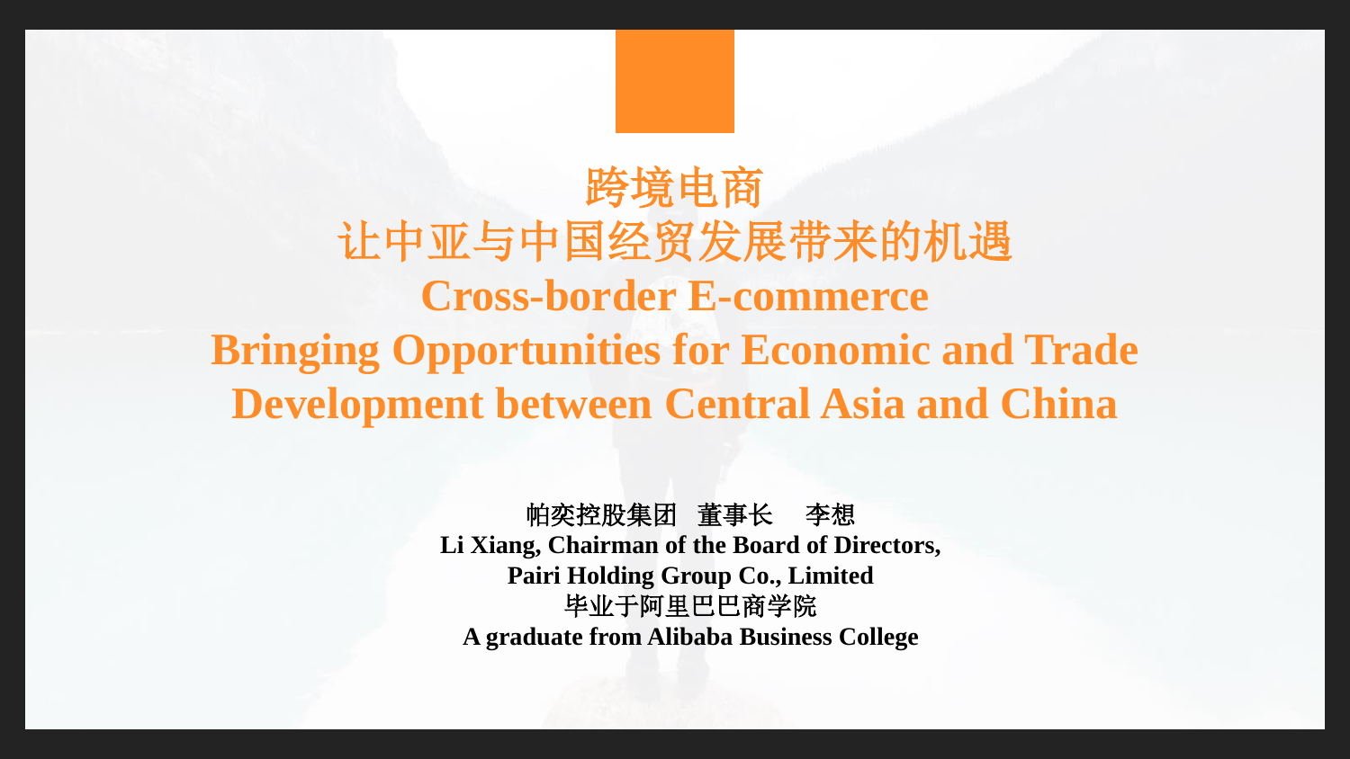# 跨境电商
# 让中亚与中国经贸发展带来的机遇
# Cross-border E-commerce
# Bringing Opportunities for Economic and Trade Development between Central Asia and China

帕奕控股集团 董事长 李想

**Li Xiang, Chairman of the Board of Directors,**

**Pairi Holding Group Co., Limited**

毕业于阿里巴巴商学院

**A graduate from Alibaba Business College**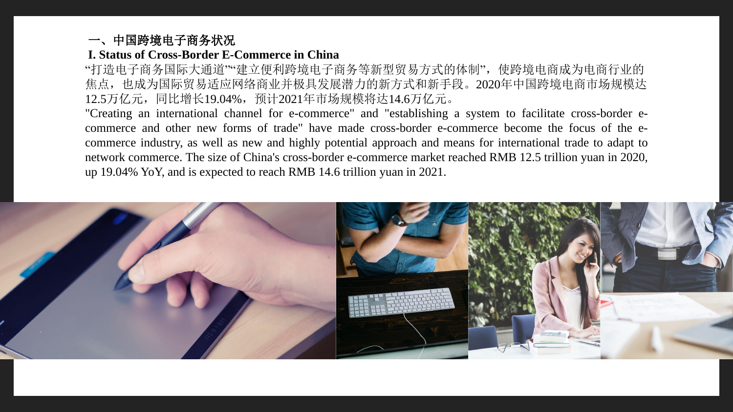## 一、中国跨境电子商务状况

## I. Status of Cross-Border E-Commerce in China

"打造电子商务国际大通道""建立便利跨境电子商务等新型贸易方式的体制"，使跨境电商成为电商行业的焦点，也成为国际贸易适应网络商业并极具发展潜力的新方式和新手段。2020年中国跨境电商市场规模达12.5万亿元，同比增长19.04%，预计2021年市场规模将达14.6万亿元。

"Creating an international channel for e-commerce" and "establishing a system to facilitate cross-border e-commerce and other new forms of trade" have made cross-border e-commerce become the focus of the e-commerce industry, as well as new and highly potential approach and means for international trade to adapt to network commerce. The size of China's cross-border e-commerce market reached RMB 12.5 trillion yuan in 2020, up 19.04% YoY, and is expected to reach RMB 14.6 trillion yuan in 2021.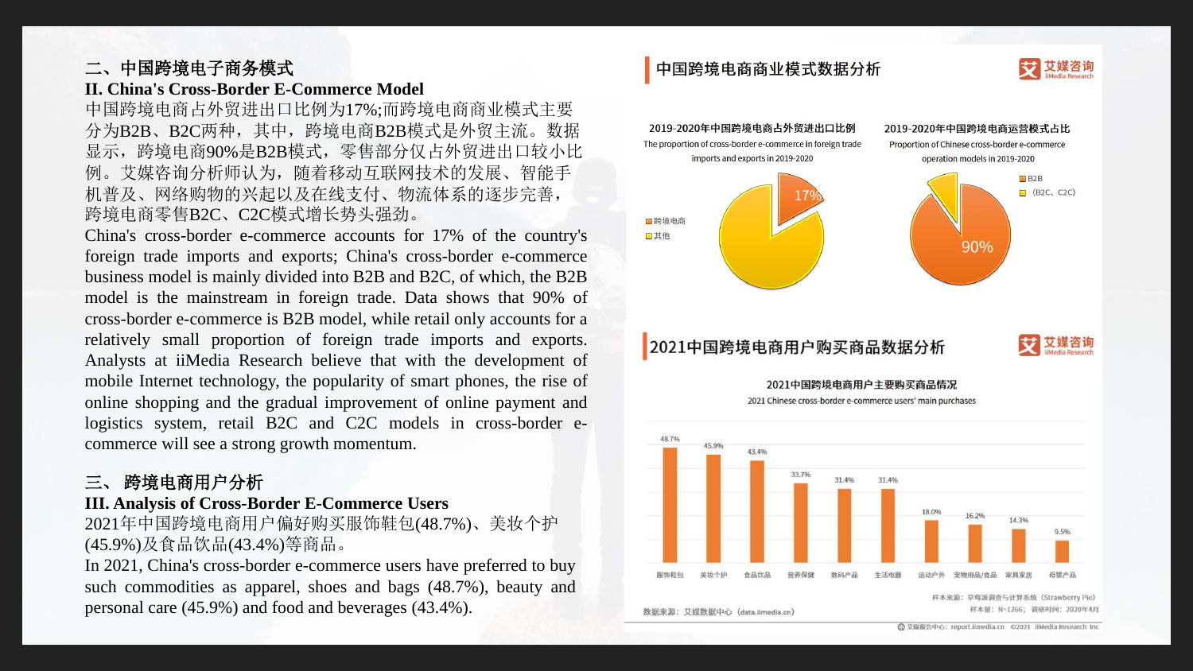## 二、中国跨境电子商务模式

## II. China's Cross-Border E-Commerce Model

中国跨境电商占外贸进出口比例为17%;而跨境电商商业模式主要分为B2B、B2C两种，其中，跨境电商B2B模式是外贸主流。数据显示，跨境电商90%是B2B模式，零售部分仅占外贸进出口较小比例。艾媒咨询分析师认为，随着移动互联网技术的发展、智能手机普及、网络购物的兴起以及在线支付、物流体系的逐步完善，跨境电商零售B2C、C2C模式增长势头强劲。

China's cross-border e-commerce accounts for 17% of the country's foreign trade imports and exports; China's cross-border e-commerce business model is mainly divided into B2B and B2C, of which, the B2B model is the mainstream in foreign trade. Data shows that 90% of cross-border e-commerce is B2B model, while retail only accounts for a relatively small proportion of foreign trade imports and exports. Analysts at iiMedia Research believe that with the development of mobile Internet technology, the popularity of smart phones, the rise of online shopping and the gradual improvement of online payment and logistics system, retail B2C and C2C models in cross-border e-commerce will see a strong growth momentum.

### 中国跨境电商商业模式数据分析

**2019-2020年中国跨境电商占外贸进出口比例**
The proportion of cross-border e-commerce in foreign trade imports and exports in 2019-2020

| 类别 | 比例 |
| --- | --- |
| 跨境电商 | 17% |
| 其他 | |

**2019-2020年中国跨境电商运营模式占比**
Proportion of Chinese cross-border e-commerce operation models in 2019-2020

| 模式 | 比例 |
| --- | --- |
| B2B | 90% |
| (B2C、C2C) | |

## 三、跨境电商用户分析

## III. Analysis of Cross-Border E-Commerce Users

2021年中国跨境电商用户偏好购买服饰鞋包(48.7%)、美妆个护(45.9%)及食品饮品(43.4%)等商品。

In 2021, China's cross-border e-commerce users have preferred to buy such commodities as apparel, shoes and bags (48.7%), beauty and personal care (45.9%) and food and beverages (43.4%).

### 2021中国跨境电商用户购买商品数据分析

**2021中国跨境电商用户主要购买商品情况**
2021 Chinese cross-border e-commerce users' main purchases

| 商品 | 比例 |
| --- | --- |
| 服饰鞋包 | 48.7% |
| 美妆个护 | 45.9% |
| 食品饮品 | 43.4% |
| 营养保健 | 33.7% |
| 数码产品 | 31.4% |
| 生活电器 | 31.4% |
| 运动户外 | 18.0% |
| 宠物用品/食品 | 16.2% |
| 家具家居 | 14.3% |
| 母婴产品 | 9.5% |

样本来源：草莓派调查与计算系统（Strawberry Pie）
样本量：N=1266；调研时间：2020年4月

数据来源：艾媒数据中心（data.iimedia.cn）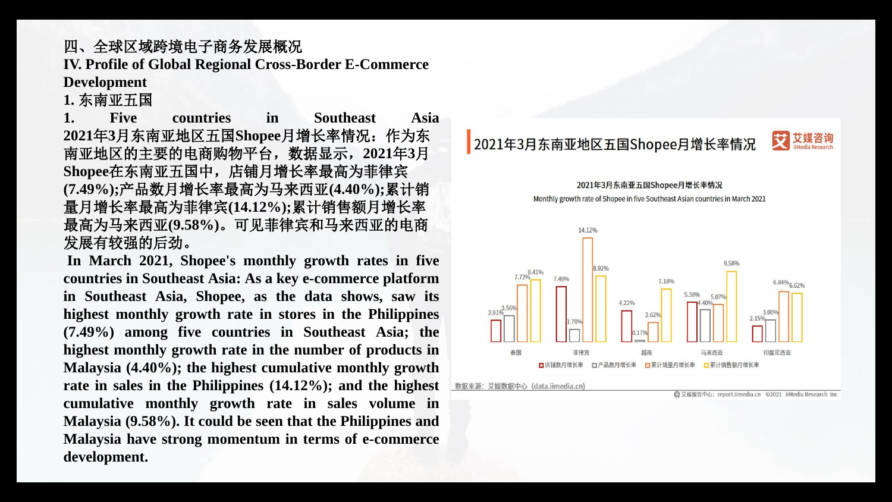# 四、全球区域跨境电子商务发展概况

# IV. Profile of Global Regional Cross-Border E-Commerce Development

## 1. 东南亚五国

## 1. Five countries in Southeast Asia

**2021年3月东南亚地区五国Shopee月增长率情况：作为东南亚地区的主要的电商购物平台，数据显示，2021年3月Shopee在东南亚五国中，店铺月增长率最高为菲律宾(7.49%);产品数月增长率最高为马来西亚(4.40%);累计销量月增长率最高为菲律宾(14.12%);累计销售额月增长率最高为马来西亚(9.58%)。可见菲律宾和马来西亚的电商发展有较强的后劲。**

**In March 2021, Shopee's monthly growth rates in five countries in Southeast Asia: As a key e-commerce platform in Southeast Asia, Shopee, as the data shows, saw its highest monthly growth rate in stores in the Philippines (7.49%) among five countries in Southeast Asia; the highest monthly growth rate in the number of products in Malaysia (4.40%); the highest cumulative monthly growth rate in sales in the Philippines (14.12%); and the highest cumulative monthly growth rate in sales volume in Malaysia (9.58%). It could be seen that the Philippines and Malaysia have strong momentum in terms of e-commerce development.**

2021年3月东南亚地区五国Shopee月增长率情况

2021年3月东南亚五国Shopee月增长率情况
Monthly growth rate of Shopee in five Southeast Asian countries in March 2021

| | 店铺数月增长率 | 产品数月增长率 | 累计销量月增长率 | 累计销售额月增长率 |
|---|---|---|---|---|
| 泰国 | 2.91% | 3.56% | 7.72% | 8.41% |
| 菲律宾 | 7.49% | 1.70% | 14.12% | 8.92% |
| 越南 | 4.22% | 0.17% | 2.62% | 7.18% |
| 马来西亚 | 5.38% | 4.40% | 5.07% | 9.58% |
| 印度尼西亚 | 2.15% | 3.00% | 6.84% | 6.62% |

数据来源：艾媒数据中心（data.iimedia.cn）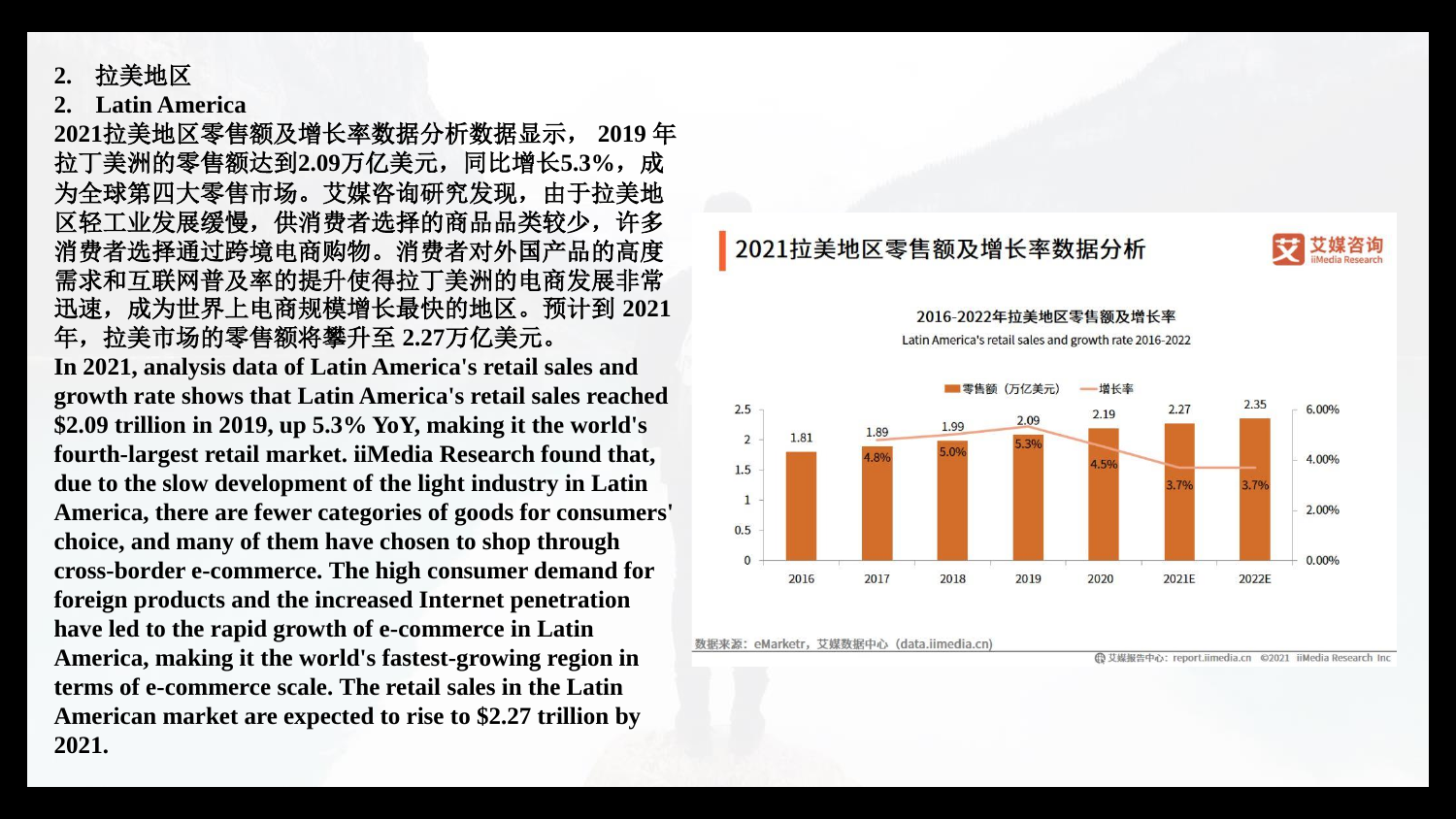## 2. 拉美地区

## 2. Latin America

**2021拉美地区零售额及增长率数据分析数据显示， 2019 年拉丁美洲的零售额达到2.09万亿美元，同比增长5.3%，成为全球第四大零售市场。艾媒咨询研究发现，由于拉美地区轻工业发展缓慢，供消费者选择的商品品类较少，许多消费者选择通过跨境电商购物。消费者对外国产品的高度需求和互联网普及率的提升使得拉丁美洲的电商发展非常迅速，成为世界上电商规模增长最快的地区。预计到 2021 年，拉美市场的零售额将攀升至 2.27万亿美元。**

**In 2021, analysis data of Latin America's retail sales and growth rate shows that Latin America's retail sales reached $2.09 trillion in 2019, up 5.3% YoY, making it the world's fourth-largest retail market. iiMedia Research found that, due to the slow development of the light industry in Latin America, there are fewer categories of goods for consumers' choice, and many of them have chosen to shop through cross-border e-commerce. The high consumer demand for foreign products and the increased Internet penetration have led to the rapid growth of e-commerce in Latin America, making it the world's fastest-growing region in terms of e-commerce scale. The retail sales in the Latin American market are expected to rise to $2.27 trillion by 2021.**

### 2021拉美地区零售额及增长率数据分析

2016-2022年拉美地区零售额及增长率

Latin America's retail sales and growth rate 2016-2022

| 年份 | 零售额（万亿美元） | 增长率 |
| --- | --- | --- |
| 2016 | 1.81 | |
| 2017 | 1.89 | 4.8% |
| 2018 | 1.99 | 5.0% |
| 2019 | 2.09 | 5.3% |
| 2020 | 2.19 | 4.5% |
| 2021E | 2.27 | 3.7% |
| 2022E | 2.35 | 3.7% |

数据来源：eMarketr，艾媒数据中心（data.iimedia.cn）

艾媒报告中心：report.iimedia.cn ©2021 iiMedia Research Inc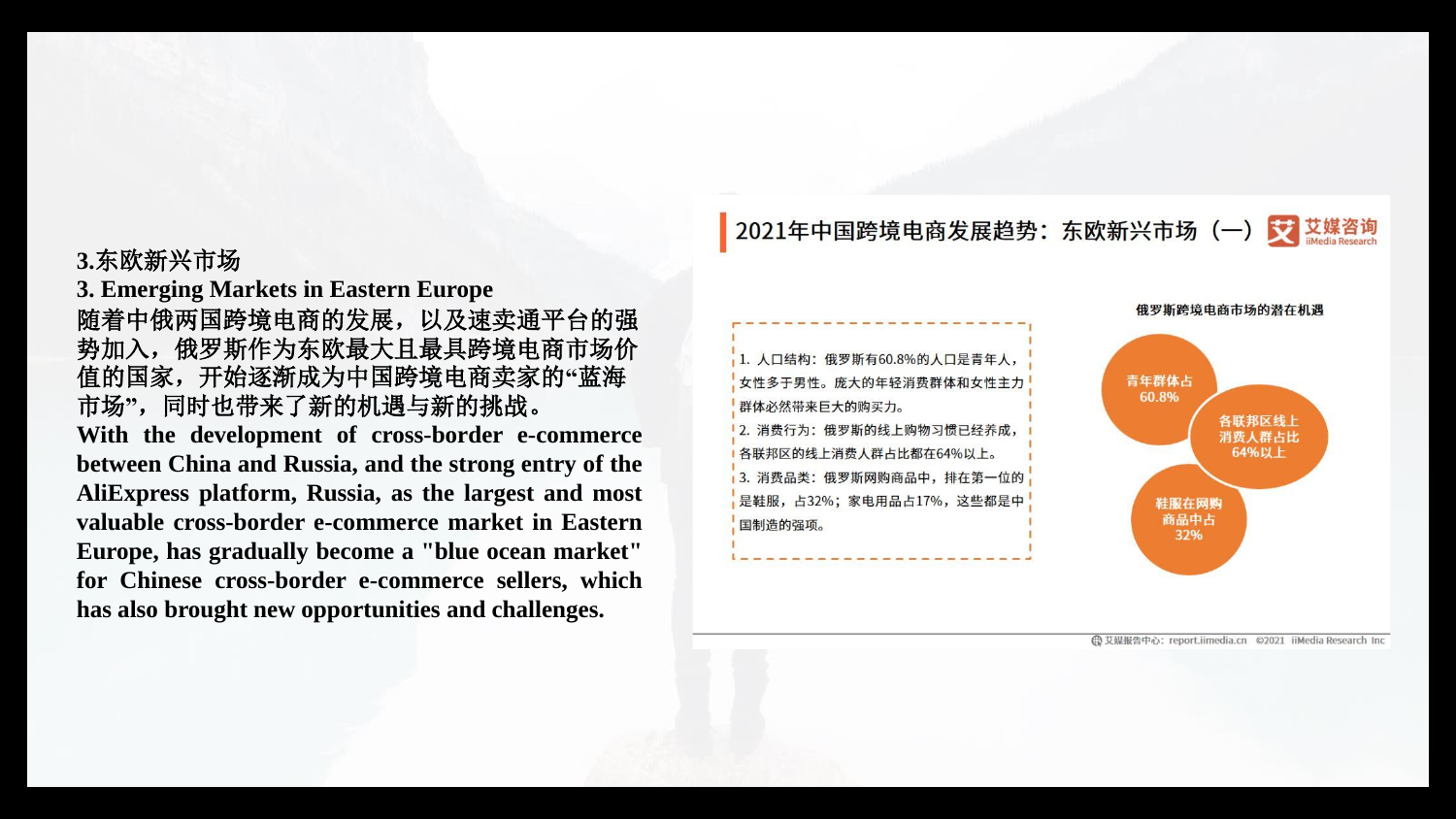### 3.东欧新兴市场

### 3. Emerging Markets in Eastern Europe

**随着中俄两国跨境电商的发展，以及速卖通平台的强势加入，俄罗斯作为东欧最大且最具跨境电商市场价值的国家，开始逐渐成为中国跨境电商卖家的“蓝海市场”，同时也带来了新的机遇与新的挑战。**

**With the development of cross-border e-commerce between China and Russia, and the strong entry of the AliExpress platform, Russia, as the largest and most valuable cross-border e-commerce market in Eastern Europe, has gradually become a "blue ocean market" for Chinese cross-border e-commerce sellers, which has also brought new opportunities and challenges.**

## 2021年中国跨境电商发展趋势：东欧新兴市场（一）

艾媒咨询 iiMedia Research

1. 人口结构：俄罗斯有60.8%的人口是青年人，女性多于男性。庞大的年轻消费群体和女性主力群体必然带来巨大的购买力。
2. 消费行为：俄罗斯的线上购物习惯已经养成，各联邦区的线上消费人群占比都在64%以上。
3. 消费品类：俄罗斯网购商品中，排在第一位的是鞋服，占32%；家电用品占17%，这些都是中国制造的强项。

**俄罗斯跨境电商市场的潜在机遇**

- 青年群体占60.8%
- 各联邦区线上消费人群占比64%以上
- 鞋服在网购商品中占32%

艾媒报告中心：report.iimedia.cn ©2021 iiMedia Research Inc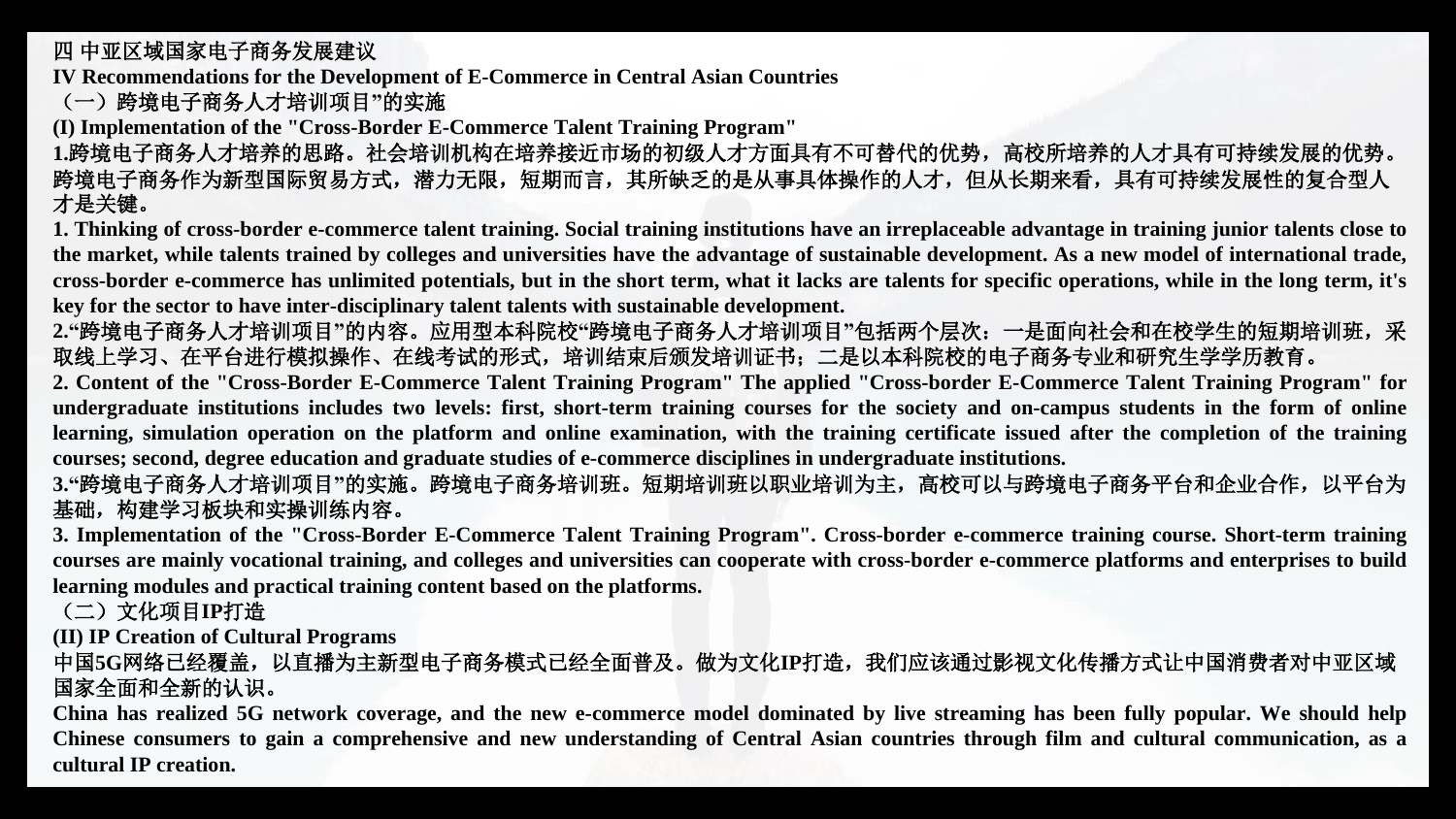## 四 中亚区域国家电子商务发展建议

## IV Recommendations for the Development of E-Commerce in Central Asian Countries

### （一）跨境电子商务人才培训项目”的实施

### (I) Implementation of the "Cross-Border E-Commerce Talent Training Program"

**1.跨境电子商务人才培养的思路。社会培训机构在培养接近市场的初级人才方面具有不可替代的优势，高校所培养的人才具有可持续发展的优势。跨境电子商务作为新型国际贸易方式，潜力无限，短期而言，其所缺乏的是从事具体操作的人才，但从长期来看，具有可持续发展性的复合型人才是关键。**

**1. Thinking of cross-border e-commerce talent training. Social training institutions have an irreplaceable advantage in training junior talents close to the market, while talents trained by colleges and universities have the advantage of sustainable development. As a new model of international trade, cross-border e-commerce has unlimited potentials, but in the short term, what it lacks are talents for specific operations, while in the long term, it's key for the sector to have inter-disciplinary talent talents with sustainable development.**

**2.“跨境电子商务人才培训项目”的内容。应用型本科院校“跨境电子商务人才培训项目”包括两个层次：一是面向社会和在校学生的短期培训班，采取线上学习、在平台进行模拟操作、在线考试的形式，培训结束后颁发培训证书；二是以本科院校的电子商务专业和研究生学学历教育。**

**2. Content of the "Cross-Border E-Commerce Talent Training Program" The applied "Cross-border E-Commerce Talent Training Program" for undergraduate institutions includes two levels: first, short-term training courses for the society and on-campus students in the form of online learning, simulation operation on the platform and online examination, with the training certificate issued after the completion of the training courses; second, degree education and graduate studies of e-commerce disciplines in undergraduate institutions.**

**3.“跨境电子商务人才培训项目”的实施。跨境电子商务培训班。短期培训班以职业培训为主，高校可以与跨境电子商务平台和企业合作，以平台为基础，构建学习板块和实操训练内容。**

**3. Implementation of the "Cross-Border E-Commerce Talent Training Program". Cross-border e-commerce training course. Short-term training courses are mainly vocational training, and colleges and universities can cooperate with cross-border e-commerce platforms and enterprises to build learning modules and practical training content based on the platforms.**

### （二）文化项目IP打造

### (II) IP Creation of Cultural Programs

**中国5G网络已经覆盖，以直播为主新型电子商务模式已经全面普及。做为文化IP打造，我们应该通过影视文化传播方式让中国消费者对中亚区域国家全面和全新的认识。**

**China has realized 5G network coverage, and the new e-commerce model dominated by live streaming has been fully popular. We should help Chinese consumers to gain a comprehensive and new understanding of Central Asian countries through film and cultural communication, as a cultural IP creation.**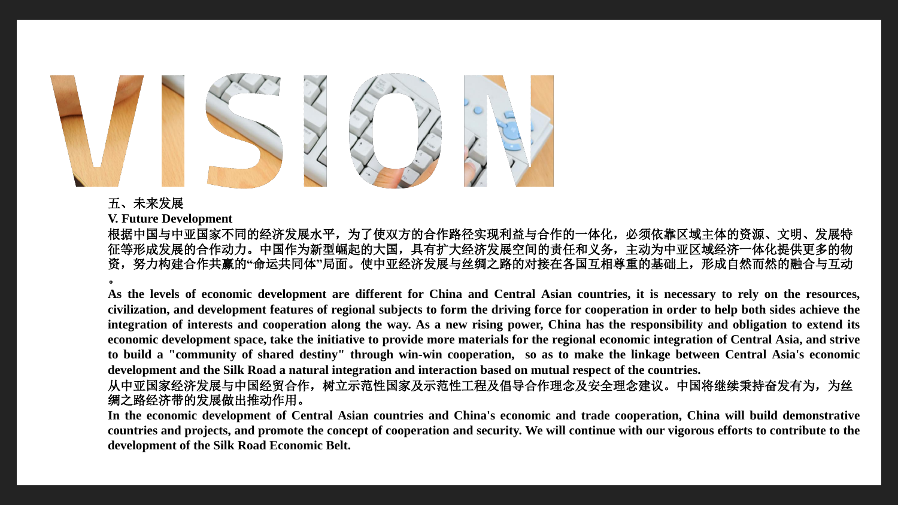# VISION

五、未来发展

**V. Future Development**

**根据中国与中亚国家不同的经济发展水平，为了使双方的合作路径实现利益与合作的一体化，必须依靠区域主体的资源、文明、发展特征等形成发展的合作动力。中国作为新型崛起的大国，具有扩大经济发展空间的责任和义务，主动为中亚区域经济一体化提供更多的物资，努力构建合作共赢的“命运共同体”局面。使中亚经济发展与丝绸之路的对接在各国互相尊重的基础上，形成自然而然的融合与互动。**

**As the levels of economic development are different for China and Central Asian countries, it is necessary to rely on the resources, civilization, and development features of regional subjects to form the driving force for cooperation in order to help both sides achieve the integration of interests and cooperation along the way. As a new rising power, China has the responsibility and obligation to extend its economic development space, take the initiative to provide more materials for the regional economic integration of Central Asia, and strive to build a "community of shared destiny" through win-win cooperation, so as to make the linkage between Central Asia's economic development and the Silk Road a natural integration and interaction based on mutual respect of the countries.**

**从中亚国家经济发展与中国经贸合作，树立示范性国家及示范性工程及倡导合作理念及安全理念建议。中国将继续秉持奋发有为，为丝绸之路经济带的发展做出推动作用。**

**In the economic development of Central Asian countries and China's economic and trade cooperation, China will build demonstrative countries and projects, and promote the concept of cooperation and security. We will continue with our vigorous efforts to contribute to the development of the Silk Road Economic Belt.**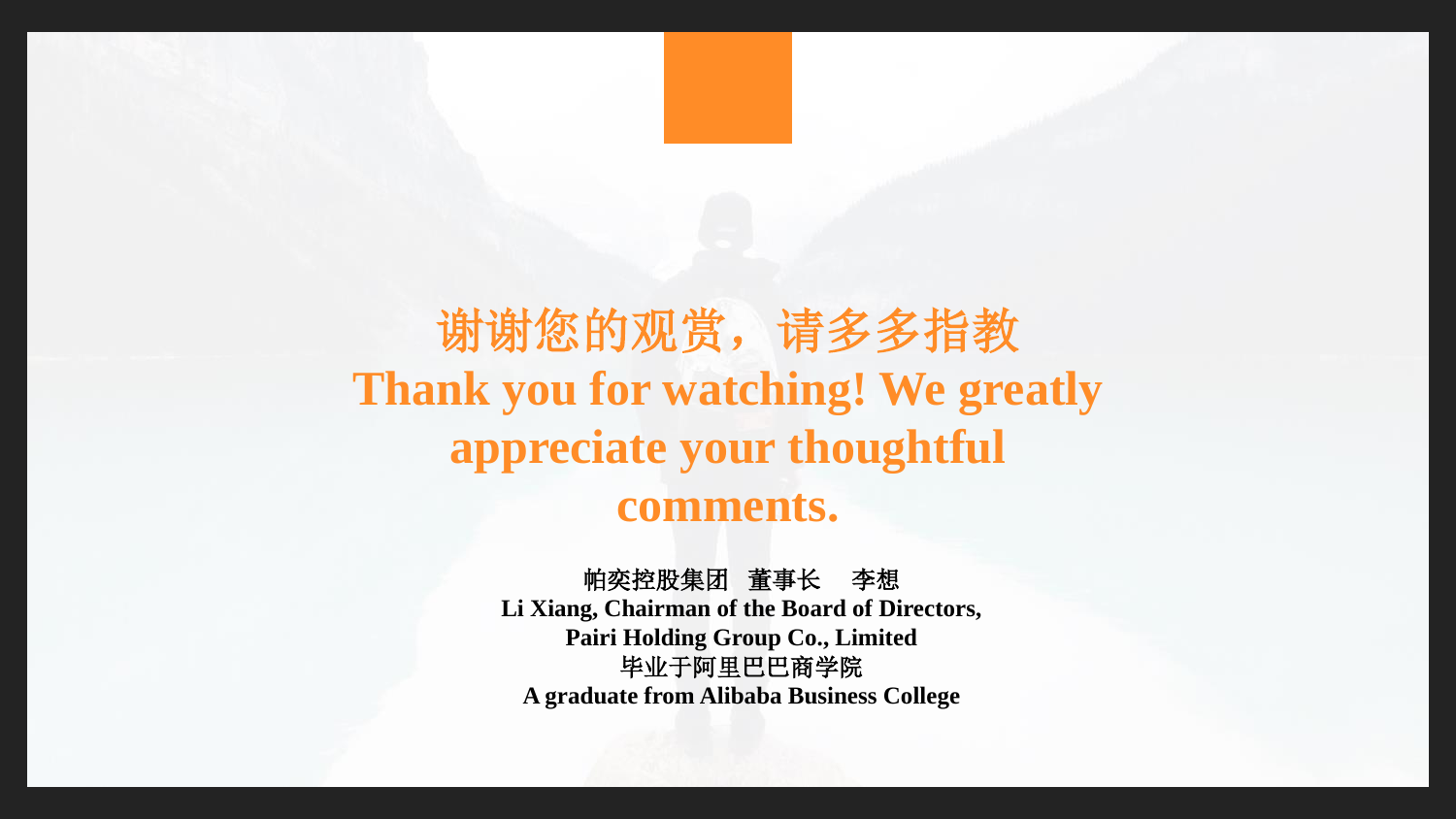# 谢谢您的观赏，请多多指教

# Thank you for watching! We greatly appreciate your thoughtful comments.

**帕奕控股集团　董事长　 李想**

**Li Xiang, Chairman of the Board of Directors, Pairi Holding Group Co., Limited**

**毕业于阿里巴巴商学院**

**A graduate from Alibaba Business College**